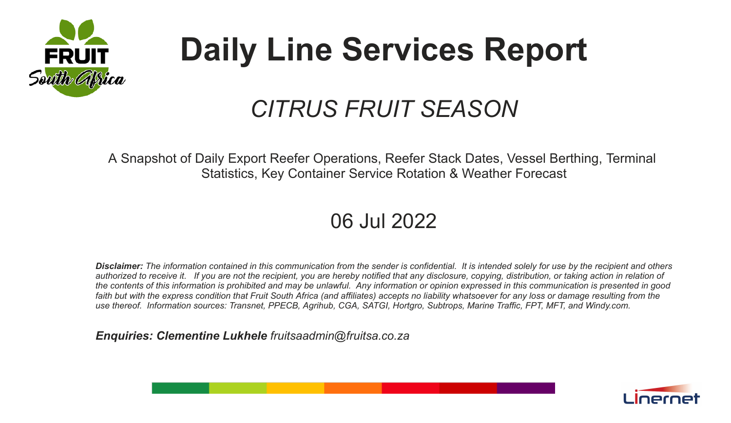# Daily Line Services Report

## *CITRUS FRUIT SEASON*

A Snapshot of Daily Export Reefer Operations, Reefer Stack Dates, Vessel Berthing, Terminal Statistics, Key Container Service Rotation & Weather Forecast

06 Jul 2022

***Disclaimer:*** *The information contained in this communication from the sender is confidential. It is intended solely for use by the recipient and others authorized to receive it. If you are not the recipient, you are hereby notified that any disclosure, copying, distribution, or taking action in relation of the contents of this information is prohibited and may be unlawful. Any information or opinion expressed in this communication is presented in good faith but with the express condition that Fruit South Africa (and affiliates) accepts no liability whatsoever for any loss or damage resulting from the use thereof. Information sources: Transnet, PPECB, Agrihub, CGA, SATGI, Hortgro, Subtrops, Marine Traffic, FPT, MFT, and Windy.com.*

***Enquiries: Clementine Lukhele*** *fruitsaadmin@fruitsa.co.za*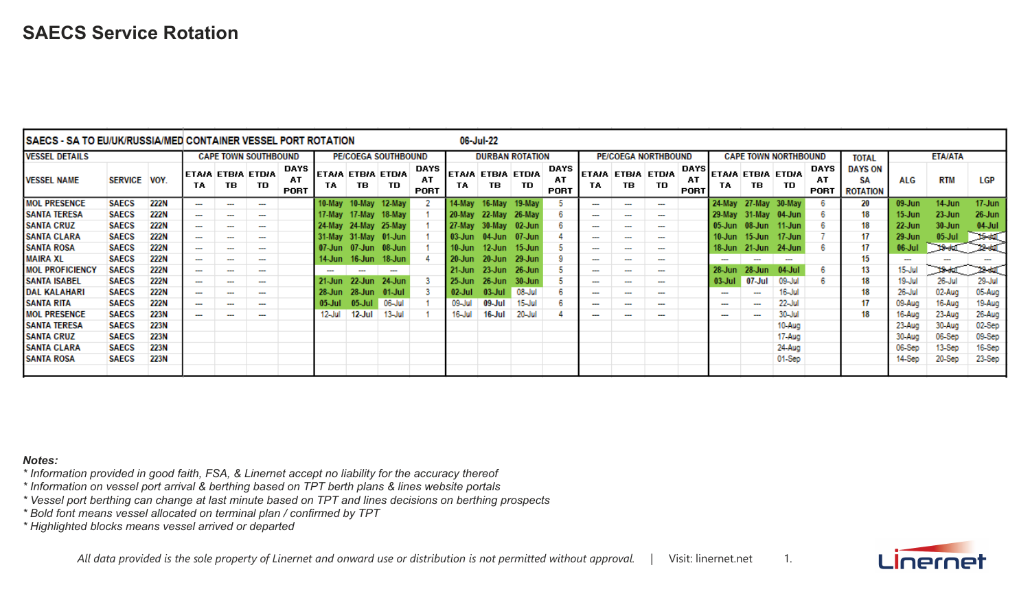# SAECS Service Rotation

| SAECS - SA TO EU/UK/RUSSIA/MED CONTAINER VESSEL PORT ROTATION | | | 06-Jul-22 | | | | | | | | | | | | | | | | | | | | | | | | |
|---|---|---|---|---|---|---|---|---|---|---|---|---|---|---|---|---|---|---|---|---|---|---|---|---|---|---|---|
| VESSEL DETAILS | | | CAPE TOWN SOUTHBOUND | | | | PE/COEGA SOUTHBOUND | | | | DURBAN ROTATION | | | | PE/COEGA NORTHBOUND | | | | CAPE TOWN NORTHBOUND | | | | TOTAL | ETA/ATA | | |
| VESSEL NAME | SERVICE | VOY. | ETA/ATA | ETB/ATB | ETD/ATD | DAYS AT PORT | ETA/ATA | ETB/ATB | ETD/ATD | DAYS AT PORT | ETA/ATA | ETB/ATB | ETD/ATD | DAYS AT PORT | ETA/ATA | ETB/ATB | ETD/ATD | DAYS AT PORT | ETA/ATA | ETB/ATB | ETD/ATD | DAYS AT PORT | DAYS ON SA ROTATION | ALG | RTM | LGP |
| MOL PRESENCE | SAECS | 222N | --- | --- | --- | | 10-May | 10-May | 12-May | 2 | 14-May | 16-May | 19-May | 5 | --- | --- | --- | | 24-May | 27-May | 30-May | 6 | 20 | 09-Jun | 14-Jun | 17-Jun |
| SANTA TERESA | SAECS | 222N | --- | --- | --- | | 17-May | 17-May | 18-May | 1 | 20-May | 22-May | 26-May | 6 | --- | --- | --- | | 29-May | 31-May | 04-Jun | 6 | 18 | 15-Jun | 23-Jun | 26-Jun |
| SANTA CRUZ | SAECS | 222N | --- | --- | --- | | 24-May | 24-May | 25-May | 1 | 27-May | 30-May | 02-Jun | 6 | --- | --- | --- | | 05-Jun | 08-Jun | 11-Jun | 6 | 18 | 22-Jun | 30-Jun | 04-Jul |
| SANTA CLARA | SAECS | 222N | --- | --- | --- | | 31-May | 31-May | 01-Jun | 1 | 03-Jun | 04-Jun | 07-Jun | 4 | --- | --- | --- | | 10-Jun | 15-Jun | 17-Jun | 7 | 17 | 29-Jun | 05-Jul | 15-Jul |
| SANTA ROSA | SAECS | 222N | --- | --- | --- | | 07-Jun | 07-Jun | 08-Jun | 1 | 10-Jun | 12-Jun | 15-Jun | 5 | --- | --- | --- | | 18-Jun | 21-Jun | 24-Jun | 6 | 17 | 06-Jul | 19-Jul | 22-Jul |
| MAIRA XL | SAECS | 222N | --- | --- | --- | | 14-Jun | 16-Jun | 18-Jun | 4 | 20-Jun | 20-Jun | 29-Jun | 9 | --- | --- | --- | | --- | --- | --- | | 15 | --- | --- | --- |
| MOL PROFICIENCY | SAECS | 222N | --- | --- | --- | | --- | --- | --- | | 21-Jun | 23-Jun | 26-Jun | 5 | --- | --- | --- | | 28-Jun | 28-Jun | 04-Jul | 6 | 13 | 15-Jul | 19-Jul | 22-Jul |
| SANTA ISABEL | SAECS | 222N | --- | --- | --- | | 21-Jun | 22-Jun | 24-Jun | 3 | 25-Jun | 26-Jun | 30-Jun | 5 | --- | --- | --- | | 03-Jul | 07-Jul | 09-Jul | 6 | 18 | 19-Jul | 26-Jul | 29-Jul |
| DAL KALAHARI | SAECS | 222N | --- | --- | --- | | 28-Jun | 28-Jun | 01-Jul | 3 | 02-Jul | 03-Jul | 08-Jul | 6 | --- | --- | --- | | --- | --- | 16-Jul | | 18 | 26-Jul | 02-Aug | 05-Aug |
| SANTA RITA | SAECS | 222N | --- | --- | --- | | 05-Jul | 05-Jul | 06-Jul | 1 | 09-Jul | 09-Jul | 15-Jul | 6 | --- | --- | --- | | --- | --- | 22-Jul | | 17 | 09-Aug | 16-Aug | 19-Aug |
| MOL PRESENCE | SAECS | 223N | --- | --- | --- | | 12-Jul | 12-Jul | 13-Jul | 1 | 16-Jul | 16-Jul | 20-Jul | 4 | --- | --- | --- | | --- | --- | 30-Jul | | 18 | 16-Aug | 23-Aug | 26-Aug |
| SANTA TERESA | SAECS | 223N | | | | | | | | | | | | | | | | | | | 10-Aug | | | 23-Aug | 30-Aug | 02-Sep |
| SANTA CRUZ | SAECS | 223N | | | | | | | | | | | | | | | | | | | 17-Aug | | | 30-Aug | 06-Sep | 09-Sep |
| SANTA CLARA | SAECS | 223N | | | | | | | | | | | | | | | | | | | 24-Aug | | | 06-Sep | 13-Sep | 16-Sep |
| SANTA ROSA | SAECS | 223N | | | | | | | | | | | | | | | | | | | 01-Sep | | | 14-Sep | 20-Sep | 23-Sep |

***Notes:***

*\* Information provided in good faith, FSA, & Linernet accept no liability for the accuracy thereof*
*\* Information on vessel port arrival & berthing based on TPT berth plans & lines website portals*
*\* Vessel port berthing can change at last minute based on TPT and lines decisions on berthing prospects*
*\* Bold font means vessel allocated on terminal plan / confirmed by TPT*
*\* Highlighted blocks means vessel arrived or departed*

*All data provided is the sole property of Linernet and onward use or distribution is not permitted without approval.* | Visit: linernet.net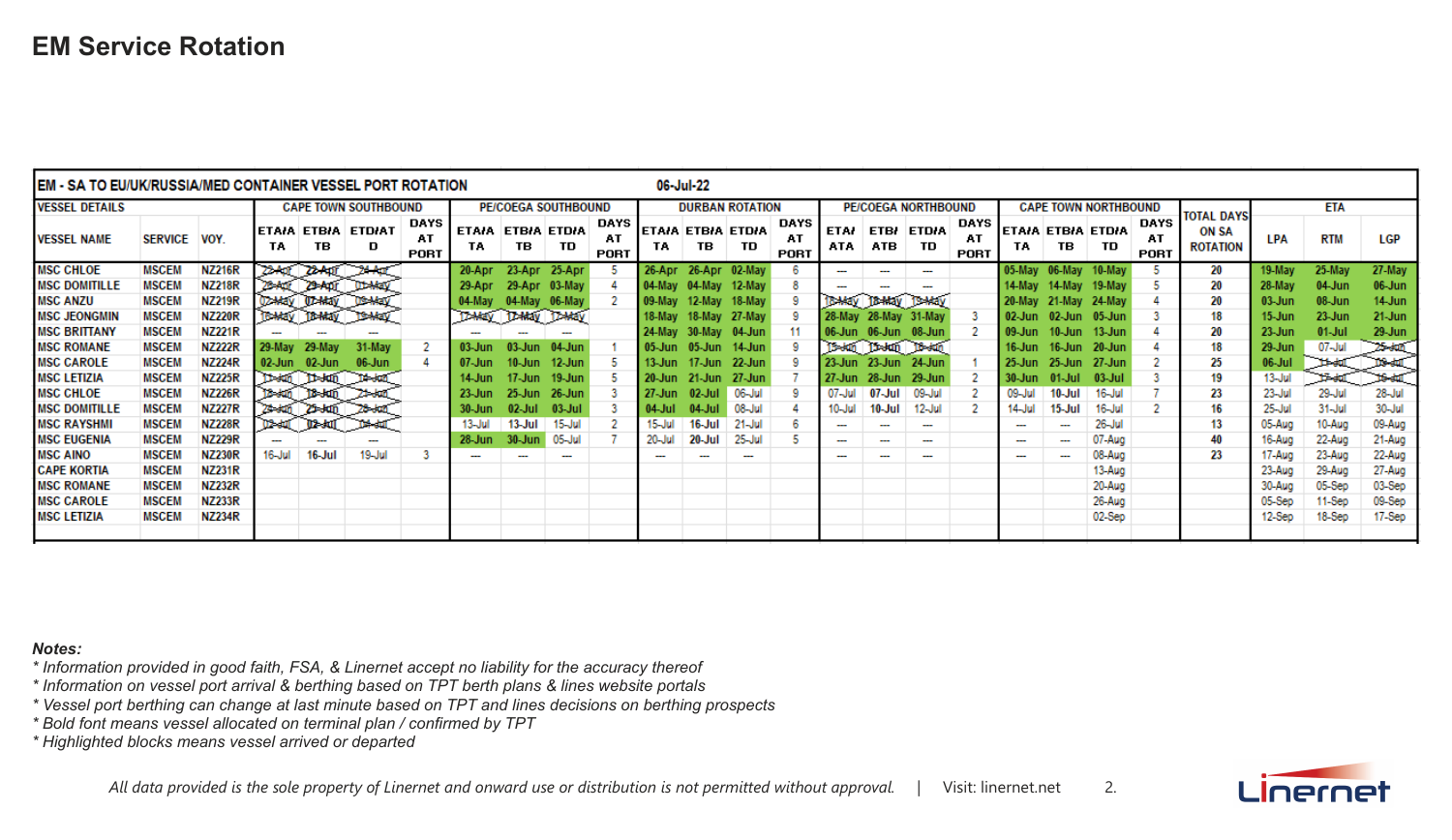## EM Service Rotation

**EM - SA TO EU/UK/RUSSIA/MED CONTAINER VESSEL PORT ROTATION** — **06-Jul-22**

| VESSEL DETAILS | | | CAPE TOWN SOUTHBOUND | | | | PE/COEGA SOUTHBOUND | | | | DURBAN ROTATION | | | | PE/COEGA NORTHBOUND | | | | CAPE TOWN NORTHBOUND | | | | TOTAL DAYS ON SA ROTATION | ETA | | |
|---|---|---|---|---|---|---|---|---|---|---|---|---|---|---|---|---|---|---|---|---|---|---|---|---|---|---|
| VESSEL NAME | SERVICE | VOY. | ETA/ATA | ETB/ATB | ETD/ATD | DAYS AT PORT | ETA/ATA | ETB/ATB | ETD/ATD | DAYS AT PORT | ETA/ATA | ETB/ATB | ETD/ATD | DAYS AT PORT | ETA/ATA | ETB/ATB | ETD/ATD | DAYS AT PORT | ETA/ATA | ETB/ATB | ETD/ATD | DAYS AT PORT | | LPA | RTM | LGP |
| MSC CHLOE | MSCEM | NZ216R | ~~22-Apr~~ | ~~22-Apr~~ | ~~24-Apr~~ | | 20-Apr | 23-Apr | 25-Apr | 5 | 26-Apr | 26-Apr | 02-May | 6 | --- | --- | --- | | 05-May | 06-May | 10-May | 5 | 20 | 19-May | 25-May | 27-May |
| MSC DOMITILLE | MSCEM | NZ218R | ~~26-Apr~~ | ~~29-Apr~~ | ~~01-May~~ | | 29-Apr | 29-Apr | 03-May | 4 | 04-May | 04-May | 12-May | 8 | --- | --- | --- | | 14-May | 14-May | 19-May | 5 | 20 | 28-May | 04-Jun | 06-Jun |
| MSC ANZU | MSCEM | NZ219R | ~~02-May~~ | ~~07-May~~ | ~~09-May~~ | | 04-May | 04-May | 06-May | 2 | 09-May | 12-May | 18-May | 9 | ~~18-May~~ | ~~18-May~~ | ~~19-May~~ | | 20-May | 21-May | 24-May | 4 | 20 | 03-Jun | 08-Jun | 14-Jun |
| MSC JEONGMIN | MSCEM | NZ220R | ~~16-May~~ | ~~16-May~~ | ~~19-May~~ | | ~~17-May~~ | ~~17-May~~ | ~~17-May~~ | | 18-May | 18-May | 27-May | 9 | 28-May | 28-May | 31-May | 3 | 02-Jun | 02-Jun | 05-Jun | 3 | 18 | 15-Jun | 23-Jun | 21-Jun |
| MSC BRITTANY | MSCEM | NZ221R | --- | --- | --- | | --- | --- | --- | | 24-May | 30-May | 04-Jun | 11 | 06-Jun | 06-Jun | 08-Jun | 2 | 09-Jun | 10-Jun | 13-Jun | 4 | 20 | 23-Jun | 01-Jul | 29-Jun |
| MSC ROMANE | MSCEM | NZ222R | 29-May | 29-May | 31-May | 2 | 03-Jun | 03-Jun | 04-Jun | 1 | 05-Jun | 05-Jun | 14-Jun | 9 | ~~15-Jun~~ | ~~15-Jun~~ | ~~15-Jun~~ | | 16-Jun | 16-Jun | 20-Jun | 4 | 18 | 29-Jun | 07-Jul | ~~25-Jun~~ |
| MSC CAROLE | MSCEM | NZ224R | 02-Jun | 02-Jun | 06-Jun | 4 | 07-Jun | 10-Jun | 12-Jun | 5 | 13-Jun | 17-Jun | 22-Jun | 9 | 23-Jun | 23-Jun | 24-Jun | 1 | 25-Jun | 25-Jun | 27-Jun | 2 | 25 | 06-Jul | ~~11-Jul~~ | ~~09-Jul~~ |
| MSC LETIZIA | MSCEM | NZ225R | ~~11-Jun~~ | ~~11-Jun~~ | ~~14-Jun~~ | | 14-Jun | 17-Jun | 19-Jun | 5 | 20-Jun | 21-Jun | 27-Jun | 7 | 27-Jun | 28-Jun | 29-Jun | 2 | 30-Jun | 01-Jul | 03-Jul | 3 | 19 | 13-Jul | ~~17-Jul~~ | ~~16-Jul~~ |
| MSC CHLOE | MSCEM | NZ226R | ~~18-Jun~~ | ~~18-Jun~~ | ~~23-Jun~~ | | 23-Jun | 25-Jun | 26-Jun | 3 | 27-Jun | 02-Jul | 06-Jul | 9 | 07-Jul | 07-Jul | 09-Jul | 2 | 09-Jul | 10-Jul | 16-Jul | 7 | 23 | 23-Jul | 29-Jul | 28-Jul |
| MSC DOMITILLE | MSCEM | NZ227R | ~~24-Jun~~ | ~~25-Jun~~ | ~~28-Jun~~ | | 30-Jun | 02-Jul | 03-Jul | 3 | 04-Jul | 04-Jul | 08-Jul | 4 | 10-Jul | 10-Jul | 12-Jul | 2 | 14-Jul | 15-Jul | 16-Jul | 2 | 16 | 25-Jul | 31-Jul | 30-Jul |
| MSC RAYSHMI | MSCEM | NZ228R | ~~02-Jul~~ | ~~02-Jul~~ | ~~04-Jul~~ | | 13-Jul | 13-Jul | 15-Jul | 2 | 15-Jul | 16-Jul | 21-Jul | 6 | --- | --- | --- | | --- | --- | 26-Jul | | 13 | 05-Aug | 10-Aug | 09-Aug |
| MSC EUGENIA | MSCEM | NZ229R | --- | --- | --- | | 28-Jun | 30-Jun | 05-Jul | 7 | 20-Jul | 20-Jul | 25-Jul | 5 | --- | --- | --- | | --- | --- | 07-Aug | | 40 | 16-Aug | 22-Aug | 21-Aug |
| MSC AINO | MSCEM | NZ230R | 16-Jul | 16-Jul | 19-Jul | 3 | --- | --- | --- | | --- | --- | --- | | --- | --- | --- | | --- | --- | 08-Aug | | 23 | 17-Aug | 23-Aug | 22-Aug |
| CAPE KORTIA | MSCEM | NZ231R | | | | | | | | | | | | | | | | | | | 13-Aug | | | 23-Aug | 29-Aug | 27-Aug |
| MSC ROMANE | MSCEM | NZ232R | | | | | | | | | | | | | | | | | | | 20-Aug | | | 30-Aug | 05-Sep | 03-Sep |
| MSC CAROLE | MSCEM | NZ233R | | | | | | | | | | | | | | | | | | | 26-Aug | | | 05-Sep | 11-Sep | 09-Sep |
| MSC LETIZIA | MSCEM | NZ234R | | | | | | | | | | | | | | | | | | | 02-Sep | | | 12-Sep | 18-Sep | 17-Sep |

***Notes:***

* *Information provided in good faith, FSA, & Linernet accept no liability for the accuracy thereof*
* *Information on vessel port arrival & berthing based on TPT berth plans & lines website portals*
* *Vessel port berthing can change at last minute based on TPT and lines decisions on berthing prospects*
* *Bold font means vessel allocated on terminal plan / confirmed by TPT*
* *Highlighted blocks means vessel arrived or departed*

*All data provided is the sole property of Linernet and onward use or distribution is not permitted without approval.* | Visit: linernet.net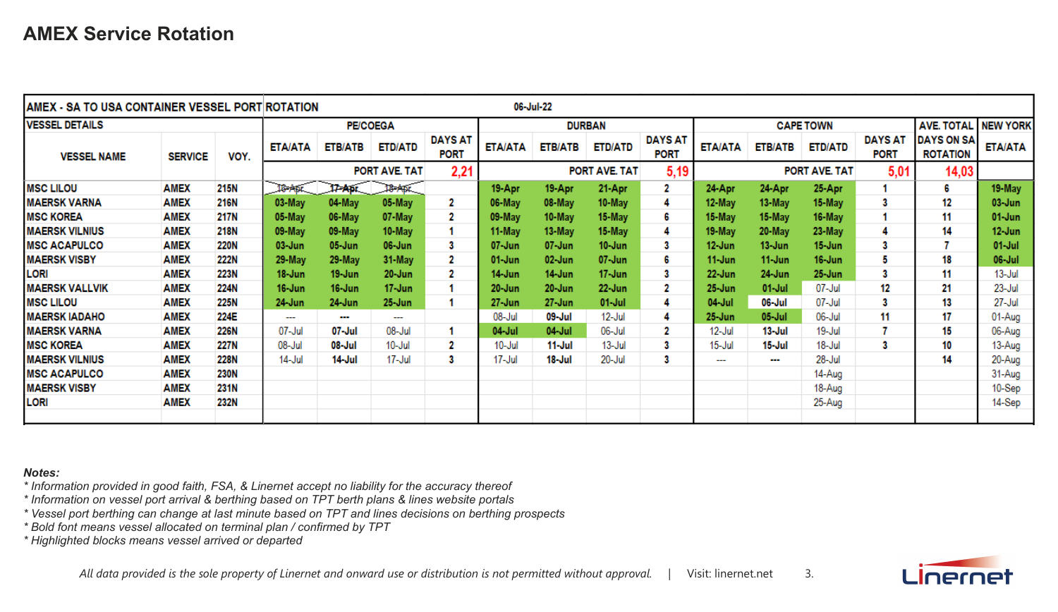# AMEX Service Rotation

| AMEX - SA TO USA CONTAINER VESSEL PORT ROTATION | | | | | 06-Jul-22 | | | | | | | | | | | |
|---|---|---|---|---|---|---|---|---|---|---|---|---|---|---|---|---|
| VESSEL DETAILS | | | PE/COEGA | | | | DURBAN | | | | CAPE TOWN | | | | AVE. TOTAL | NEW YORK |
| VESSEL NAME | SERVICE | VOY. | ETA/ATA | ETB/ATB | ETD/ATD | DAYS AT PORT | ETA/ATA | ETB/ATB | ETD/ATD | DAYS AT PORT | ETA/ATA | ETB/ATB | ETD/ATD | DAYS AT PORT | DAYS ON SA ROTATION | ETA/ATA |
| | | | | PORT AVE. TAT | | 2,21 | | PORT AVE. TAT | | 5,19 | | PORT AVE. TAT | | 5,01 | 14,03 | |
| MSC LILOU | AMEX | 215N | ~~16-Apr~~ | ~~17-Apr~~ | ~~18-Apr~~ | | 19-Apr | 19-Apr | 21-Apr | 2 | 24-Apr | 24-Apr | 25-Apr | 1 | 6 | 19-May |
| MAERSK VARNA | AMEX | 216N | 03-May | 04-May | 05-May | 2 | 06-May | 08-May | 10-May | 4 | 12-May | 13-May | 15-May | 3 | 12 | 03-Jun |
| MSC KOREA | AMEX | 217N | 05-May | 06-May | 07-May | 2 | 09-May | 10-May | 15-May | 6 | 15-May | 15-May | 16-May | 1 | 11 | 01-Jun |
| MAERSK VILNIUS | AMEX | 218N | 09-May | 09-May | 10-May | 1 | 11-May | 13-May | 15-May | 4 | 19-May | 20-May | 23-May | 4 | 14 | 12-Jun |
| MSC ACAPULCO | AMEX | 220N | 03-Jun | 05-Jun | 06-Jun | 3 | 07-Jun | 07-Jun | 10-Jun | 3 | 12-Jun | 13-Jun | 15-Jun | 3 | 7 | 01-Jul |
| MAERSK VISBY | AMEX | 222N | 29-May | 29-May | 31-May | 2 | 01-Jun | 02-Jun | 07-Jun | 6 | 11-Jun | 11-Jun | 16-Jun | 5 | 18 | 06-Jul |
| LORI | AMEX | 223N | 18-Jun | 19-Jun | 20-Jun | 2 | 14-Jun | 14-Jun | 17-Jun | 3 | 22-Jun | 24-Jun | 25-Jun | 3 | 11 | 13-Jul |
| MAERSK VALLVIK | AMEX | 224N | 16-Jun | 16-Jun | 17-Jun | 1 | 20-Jun | 20-Jun | 22-Jun | 2 | 25-Jun | 01-Jul | 07-Jul | 12 | 21 | 23-Jul |
| MSC LILOU | AMEX | 225N | 24-Jun | 24-Jun | 25-Jun | 1 | 27-Jun | 27-Jun | 01-Jul | 4 | 04-Jul | 06-Jul | 07-Jul | 3 | 13 | 27-Jul |
| MAERSK IADAHO | AMEX | 224E | --- | --- | --- | | 08-Jul | 09-Jul | 12-Jul | 4 | 25-Jun | 05-Jul | 06-Jul | 11 | 17 | 01-Aug |
| MAERSK VARNA | AMEX | 226N | 07-Jul | 07-Jul | 08-Jul | 1 | 04-Jul | 04-Jul | 06-Jul | 2 | 12-Jul | 13-Jul | 19-Jul | 7 | 15 | 06-Aug |
| MSC KOREA | AMEX | 227N | 08-Jul | 08-Jul | 10-Jul | 2 | 10-Jul | 11-Jul | 13-Jul | 3 | 15-Jul | 15-Jul | 18-Jul | 3 | 10 | 13-Aug |
| MAERSK VILNIUS | AMEX | 228N | 14-Jul | 14-Jul | 17-Jul | 3 | 17-Jul | 18-Jul | 20-Jul | 3 | --- | --- | 28-Jul | | 14 | 20-Aug |
| MSC ACAPULCO | AMEX | 230N | | | | | | | | | | | 14-Aug | | | 31-Aug |
| MAERSK VISBY | AMEX | 231N | | | | | | | | | | | 18-Aug | | | 10-Sep |
| LORI | AMEX | 232N | | | | | | | | | | | 25-Aug | | | 14-Sep |

**Notes:**

*\* Information provided in good faith, FSA, & Linernet accept no liability for the accuracy thereof*
*\* Information on vessel port arrival & berthing based on TPT berth plans & lines website portals*
*\* Vessel port berthing can change at last minute based on TPT and lines decisions on berthing prospects*
*\* Bold font means vessel allocated on terminal plan / confirmed by TPT*
*\* Highlighted blocks means vessel arrived or departed*

*All data provided is the sole property of Linernet and onward use or distribution is not permitted without approval.* | Visit: linernet.net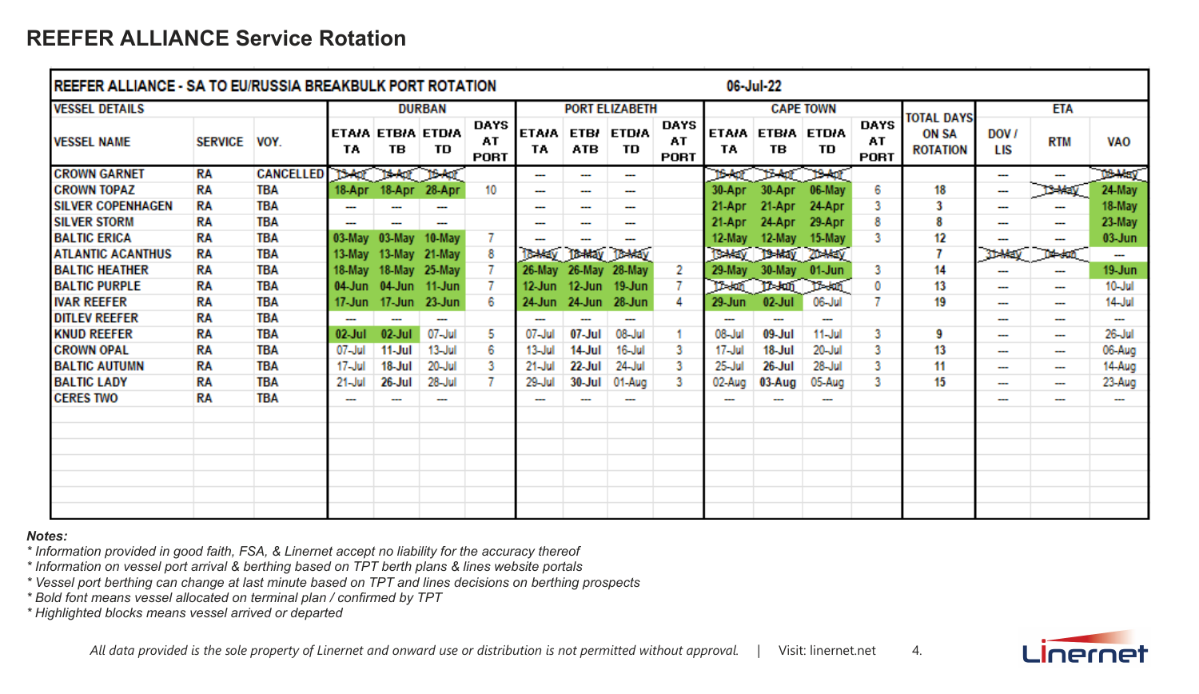## REEFER ALLIANCE Service Rotation

| REEFER ALLIANCE - SA TO EU/RUSSIA BREAKBULK PORT ROTATION | | | | | | | | | | | | | | | | | | | 06-Jul-22 | | |
|---|---|---|---|---|---|---|---|---|---|---|---|---|---|---|---|---|---|---|---|---|---|
| VESSEL DETAILS | | | DURBAN | | | | PORT ELIZABETH | | | | CAPE TOWN | | | | TOTAL DAYS ON SA ROTATION | ETA | | |
| VESSEL NAME | SERVICE | VOY. | ETA/ATA | ETB/ATB | ETD/ATD | DAYS AT PORT | ETA/ATA | ETB/ATB | ETD/ATD | DAYS AT PORT | ETA/ATA | ETB/ATB | ETD/ATD | DAYS AT PORT | | DOV / LIS | RTM | VAO |
| CROWN GARNET | RA | CANCELLED | ~~15-Apr~~ | ~~16-Apr~~ | ~~16-Apr~~ | | --- | --- | --- | | ~~16-Apr~~ | ~~17-Apr~~ | ~~19-Apr~~ | | | --- | --- | ~~08-May~~ |
| CROWN TOPAZ | RA | TBA | 18-Apr | 18-Apr | 28-Apr | 10 | --- | --- | --- | | 30-Apr | 30-Apr | 06-May | 6 | 18 | --- | ~~13-May~~ | 24-May |
| SILVER COPENHAGEN | RA | TBA | --- | --- | --- | | --- | --- | --- | | 21-Apr | 21-Apr | 24-Apr | 3 | 3 | --- | --- | 18-May |
| SILVER STORM | RA | TBA | --- | --- | --- | | --- | --- | --- | | 21-Apr | 24-Apr | 29-Apr | 8 | 8 | --- | --- | 23-May |
| BALTIC ERICA | RA | TBA | 03-May | 03-May | 10-May | 7 | --- | --- | --- | | 12-May | 12-May | 15-May | 3 | 12 | --- | --- | 03-Jun |
| ATLANTIC ACANTHUS | RA | TBA | 13-May | 13-May | 21-May | 8 | ~~18-May~~ | ~~18-May~~ | ~~18-May~~ | | ~~19-May~~ | ~~19-May~~ | ~~20-May~~ | | 7 | ~~31-May~~ | ~~04-Jun~~ | --- |
| BALTIC HEATHER | RA | TBA | 18-May | 18-May | 25-May | 7 | 26-May | 26-May | 28-May | 2 | 29-May | 30-May | 01-Jun | 3 | 14 | --- | --- | 19-Jun |
| BALTIC PURPLE | RA | TBA | 04-Jun | 04-Jun | 11-Jun | 7 | 12-Jun | 12-Jun | 19-Jun | 7 | ~~17-Jun~~ | ~~17-Jun~~ | ~~17-Jun~~ | 0 | 13 | --- | --- | 10-Jul |
| IVAR REEFER | RA | TBA | 17-Jun | 17-Jun | 23-Jun | 6 | 24-Jun | 24-Jun | 28-Jun | 4 | 29-Jun | 02-Jul | 06-Jul | 7 | 19 | --- | --- | 14-Jul |
| DITLEV REEFER | RA | TBA | --- | --- | --- | | --- | --- | --- | | --- | --- | --- | | | --- | --- | --- |
| KNUD REEFER | RA | TBA | 02-Jul | 02-Jul | 07-Jul | 5 | 07-Jul | 07-Jul | 08-Jul | 1 | 08-Jul | 09-Jul | 11-Jul | 3 | 9 | --- | --- | 26-Jul |
| CROWN OPAL | RA | TBA | 07-Jul | 11-Jul | 13-Jul | 6 | 13-Jul | 14-Jul | 16-Jul | 3 | 17-Jul | 18-Jul | 20-Jul | 3 | 13 | --- | --- | 06-Aug |
| BALTIC AUTUMN | RA | TBA | 17-Jul | 18-Jul | 20-Jul | 3 | 21-Jul | 22-Jul | 24-Jul | 3 | 25-Jul | 26-Jul | 28-Jul | 3 | 11 | --- | --- | 14-Aug |
| BALTIC LADY | RA | TBA | 21-Jul | 26-Jul | 28-Jul | 7 | 29-Jul | 30-Jul | 01-Aug | 3 | 02-Aug | 03-Aug | 05-Aug | 3 | 15 | --- | --- | 23-Aug |
| CERES TWO | RA | TBA | --- | --- | --- | | --- | --- | --- | | --- | --- | --- | | | --- | --- | --- |

**Notes:**

* *Information provided in good faith, FSA, & Linernet accept no liability for the accuracy thereof*
* *Information on vessel port arrival & berthing based on TPT berth plans & lines website portals*
* *Vessel port berthing can change at last minute based on TPT and lines decisions on berthing prospects*
* *Bold font means vessel allocated on terminal plan / confirmed by TPT*
* *Highlighted blocks means vessel arrived or departed*

*All data provided is the sole property of Linernet and onward use or distribution is not permitted without approval.* | Visit: linernet.net